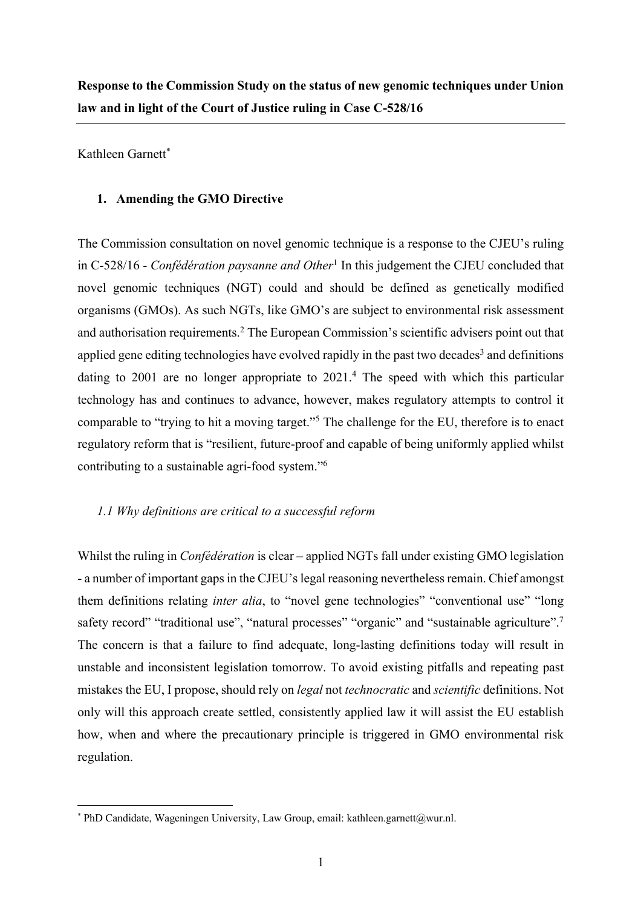**Response to the Commission Study on the status of new genomic techniques under Union law and in light of the Court of Justice ruling in Case C-528/16**

Kathleen Garnett[*]

## 1. Amending the GMO Directive

The Commission consultation on novel genomic technique is a response to the CJEU's ruling in C-528/16 - *Confédération paysanne and Other*[1] In this judgement the CJEU concluded that novel genomic techniques (NGT) could and should be defined as genetically modified organisms (GMOs). As such NGTs, like GMO's are subject to environmental risk assessment and authorisation requirements.[2] The European Commission's scientific advisers point out that applied gene editing technologies have evolved rapidly in the past two decades[3] and definitions dating to 2001 are no longer appropriate to 2021.[4] The speed with which this particular technology has and continues to advance, however, makes regulatory attempts to control it comparable to "trying to hit a moving target."[5] The challenge for the EU, therefore is to enact regulatory reform that is "resilient, future-proof and capable of being uniformly applied whilst contributing to a sustainable agri-food system."[6]

### *1.1 Why definitions are critical to a successful reform*

Whilst the ruling in *Confédération* is clear – applied NGTs fall under existing GMO legislation - a number of important gaps in the CJEU's legal reasoning nevertheless remain. Chief amongst them definitions relating *inter alia*, to "novel gene technologies" "conventional use" "long safety record" "traditional use", "natural processes" "organic" and "sustainable agriculture".[7] The concern is that a failure to find adequate, long-lasting definitions today will result in unstable and inconsistent legislation tomorrow. To avoid existing pitfalls and repeating past mistakes the EU, I propose, should rely on *legal* not *technocratic* and *scientific* definitions. Not only will this approach create settled, consistently applied law it will assist the EU establish how, when and where the precautionary principle is triggered in GMO environmental risk regulation.

---

[*] PhD Candidate, Wageningen University, Law Group, email: kathleen.garnett@wur.nl.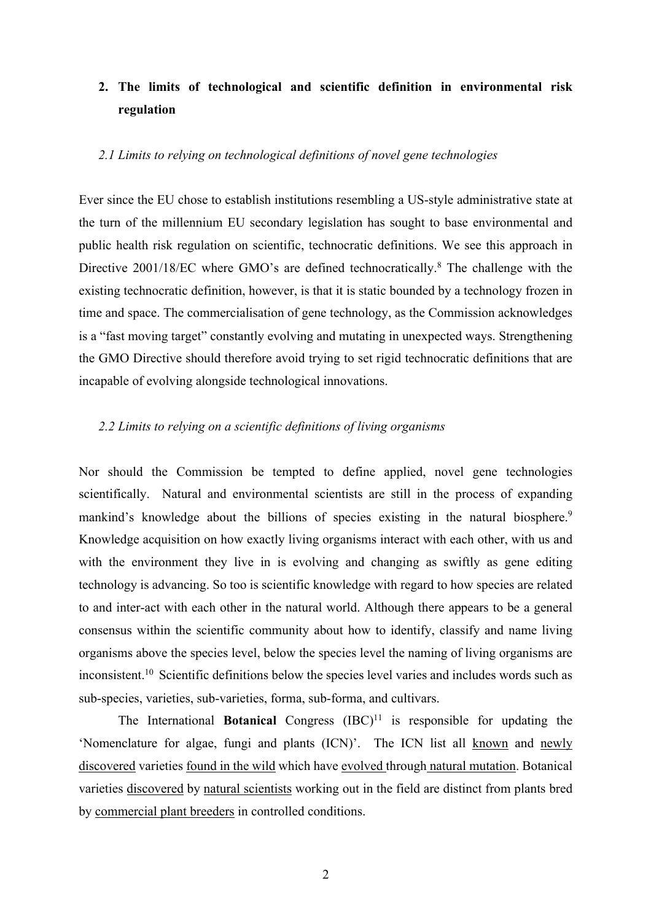## 2. The limits of technological and scientific definition in environmental risk regulation

### *2.1 Limits to relying on technological definitions of novel gene technologies*

Ever since the EU chose to establish institutions resembling a US-style administrative state at the turn of the millennium EU secondary legislation has sought to base environmental and public health risk regulation on scientific, technocratic definitions. We see this approach in Directive 2001/18/EC where GMO's are defined technocratically.[8] The challenge with the existing technocratic definition, however, is that it is static bounded by a technology frozen in time and space. The commercialisation of gene technology, as the Commission acknowledges is a "fast moving target" constantly evolving and mutating in unexpected ways. Strengthening the GMO Directive should therefore avoid trying to set rigid technocratic definitions that are incapable of evolving alongside technological innovations.

### *2.2 Limits to relying on a scientific definitions of living organisms*

Nor should the Commission be tempted to define applied, novel gene technologies scientifically. Natural and environmental scientists are still in the process of expanding mankind's knowledge about the billions of species existing in the natural biosphere.[9] Knowledge acquisition on how exactly living organisms interact with each other, with us and with the environment they live in is evolving and changing as swiftly as gene editing technology is advancing. So too is scientific knowledge with regard to how species are related to and inter-act with each other in the natural world. Although there appears to be a general consensus within the scientific community about how to identify, classify and name living organisms above the species level, below the species level the naming of living organisms are inconsistent.[10] Scientific definitions below the species level varies and includes words such as sub-species, varieties, sub-varieties, forma, sub-forma, and cultivars.

The International **Botanical** Congress (IBC)[11] is responsible for updating the 'Nomenclature for algae, fungi and plants (ICN)'. The ICN list all <u>known</u> and <u>newly discovered</u> varieties <u>found in the wild</u> which have <u>evolved</u> through <u>natural mutation</u>. Botanical varieties <u>discovered</u> by <u>natural scientists</u> working out in the field are distinct from plants bred by <u>commercial plant breeders</u> in controlled conditions.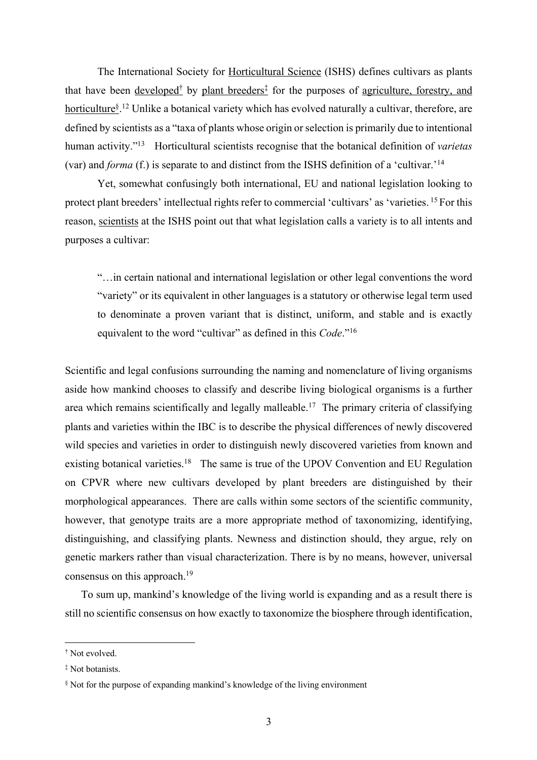The International Society for Horticultural Science (ISHS) defines cultivars as plants that have been developed[†] by plant breeders[‡] for the purposes of agriculture, forestry, and horticulture[§].[12] Unlike a botanical variety which has evolved naturally a cultivar, therefore, are defined by scientists as a "taxa of plants whose origin or selection is primarily due to intentional human activity."[13] Horticultural scientists recognise that the botanical definition of *varietas* (var) and *forma* (f.) is separate to and distinct from the ISHS definition of a 'cultivar.'[14]

Yet, somewhat confusingly both international, EU and national legislation looking to protect plant breeders' intellectual rights refer to commercial 'cultivars' as 'varieties.[15] For this reason, scientists at the ISHS point out that what legislation calls a variety is to all intents and purposes a cultivar:

> "…in certain national and international legislation or other legal conventions the word "variety" or its equivalent in other languages is a statutory or otherwise legal term used to denominate a proven variant that is distinct, uniform, and stable and is exactly equivalent to the word "cultivar" as defined in this *Code*."[16]

Scientific and legal confusions surrounding the naming and nomenclature of living organisms aside how mankind chooses to classify and describe living biological organisms is a further area which remains scientifically and legally malleable.[17] The primary criteria of classifying plants and varieties within the IBC is to describe the physical differences of newly discovered wild species and varieties in order to distinguish newly discovered varieties from known and existing botanical varieties.[18] The same is true of the UPOV Convention and EU Regulation on CPVR where new cultivars developed by plant breeders are distinguished by their morphological appearances. There are calls within some sectors of the scientific community, however, that genotype traits are a more appropriate method of taxonomizing, identifying, distinguishing, and classifying plants. Newness and distinction should, they argue, rely on genetic markers rather than visual characterization. There is by no means, however, universal consensus on this approach.[19]

To sum up, mankind's knowledge of the living world is expanding and as a result there is still no scientific consensus on how exactly to taxonomize the biosphere through identification,

---

[†] Not evolved.

[‡] Not botanists.

[§] Not for the purpose of expanding mankind's knowledge of the living environment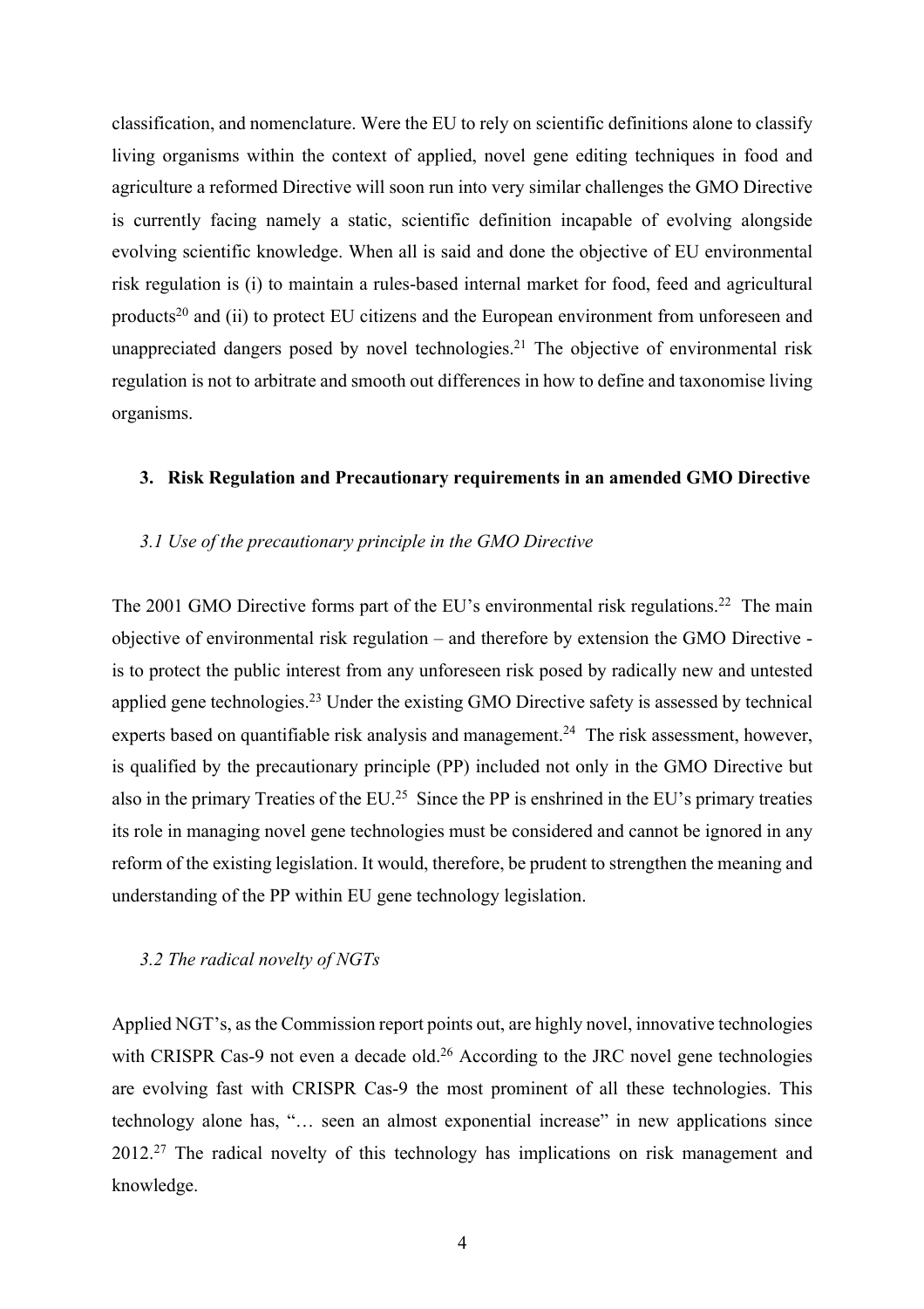classification, and nomenclature. Were the EU to rely on scientific definitions alone to classify living organisms within the context of applied, novel gene editing techniques in food and agriculture a reformed Directive will soon run into very similar challenges the GMO Directive is currently facing namely a static, scientific definition incapable of evolving alongside evolving scientific knowledge. When all is said and done the objective of EU environmental risk regulation is (i) to maintain a rules-based internal market for food, feed and agricultural products[20] and (ii) to protect EU citizens and the European environment from unforeseen and unappreciated dangers posed by novel technologies.[21] The objective of environmental risk regulation is not to arbitrate and smooth out differences in how to define and taxonomise living organisms.

## 3. Risk Regulation and Precautionary requirements in an amended GMO Directive

### *3.1 Use of the precautionary principle in the GMO Directive*

The 2001 GMO Directive forms part of the EU's environmental risk regulations.[22] The main objective of environmental risk regulation – and therefore by extension the GMO Directive - is to protect the public interest from any unforeseen risk posed by radically new and untested applied gene technologies.[23] Under the existing GMO Directive safety is assessed by technical experts based on quantifiable risk analysis and management.[24] The risk assessment, however, is qualified by the precautionary principle (PP) included not only in the GMO Directive but also in the primary Treaties of the EU.[25] Since the PP is enshrined in the EU's primary treaties its role in managing novel gene technologies must be considered and cannot be ignored in any reform of the existing legislation. It would, therefore, be prudent to strengthen the meaning and understanding of the PP within EU gene technology legislation.

### *3.2 The radical novelty of NGTs*

Applied NGT's, as the Commission report points out, are highly novel, innovative technologies with CRISPR Cas-9 not even a decade old.[26] According to the JRC novel gene technologies are evolving fast with CRISPR Cas-9 the most prominent of all these technologies. This technology alone has, "… seen an almost exponential increase" in new applications since 2012.[27] The radical novelty of this technology has implications on risk management and knowledge.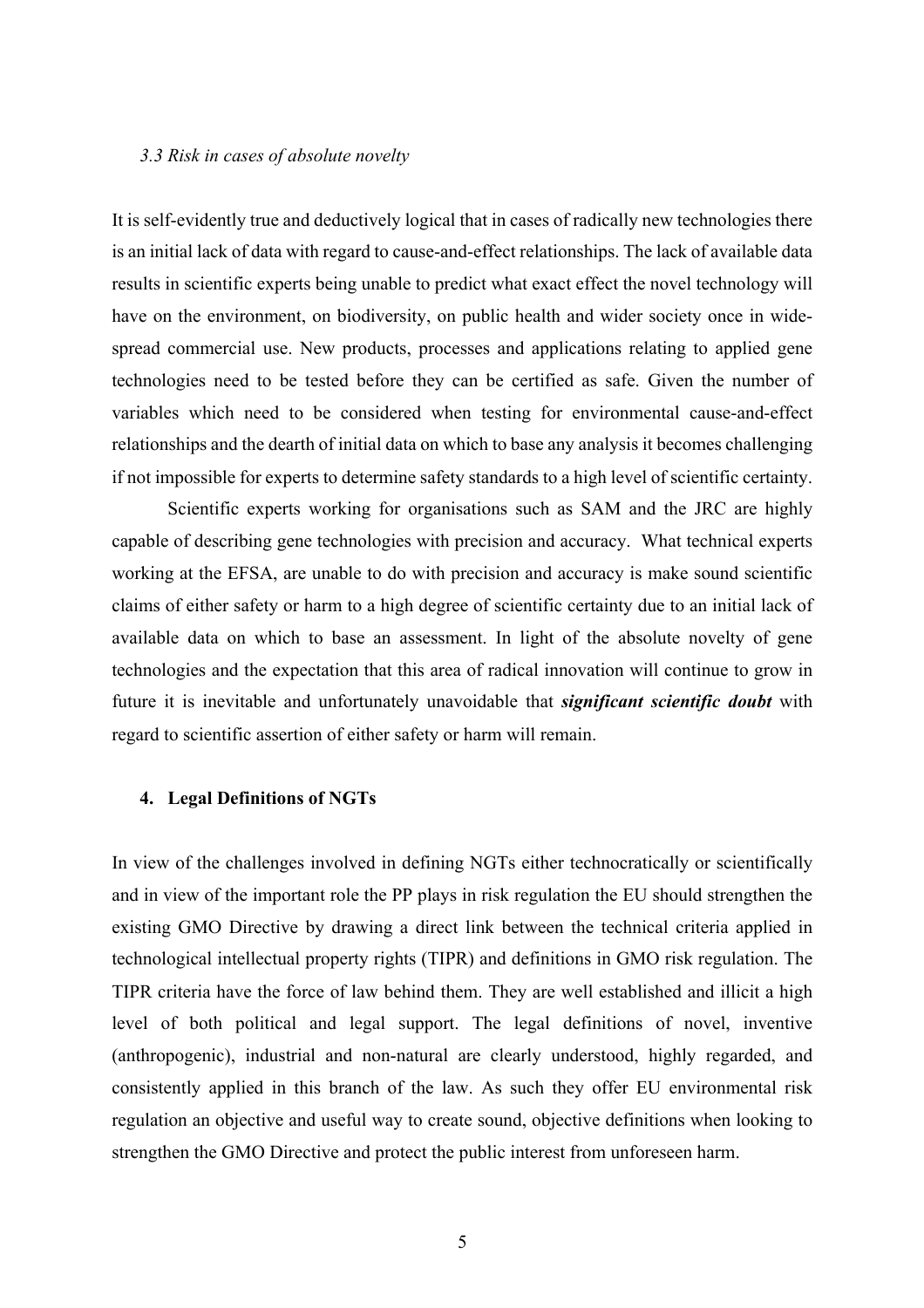### *3.3 Risk in cases of absolute novelty*

It is self-evidently true and deductively logical that in cases of radically new technologies there is an initial lack of data with regard to cause-and-effect relationships. The lack of available data results in scientific experts being unable to predict what exact effect the novel technology will have on the environment, on biodiversity, on public health and wider society once in wide-spread commercial use. New products, processes and applications relating to applied gene technologies need to be tested before they can be certified as safe. Given the number of variables which need to be considered when testing for environmental cause-and-effect relationships and the dearth of initial data on which to base any analysis it becomes challenging if not impossible for experts to determine safety standards to a high level of scientific certainty.

Scientific experts working for organisations such as SAM and the JRC are highly capable of describing gene technologies with precision and accuracy. What technical experts working at the EFSA, are unable to do with precision and accuracy is make sound scientific claims of either safety or harm to a high degree of scientific certainty due to an initial lack of available data on which to base an assessment. In light of the absolute novelty of gene technologies and the expectation that this area of radical innovation will continue to grow in future it is inevitable and unfortunately unavoidable that ***significant scientific doubt*** with regard to scientific assertion of either safety or harm will remain.

## 4. Legal Definitions of NGTs

In view of the challenges involved in defining NGTs either technocratically or scientifically and in view of the important role the PP plays in risk regulation the EU should strengthen the existing GMO Directive by drawing a direct link between the technical criteria applied in technological intellectual property rights (TIPR) and definitions in GMO risk regulation. The TIPR criteria have the force of law behind them. They are well established and illicit a high level of both political and legal support. The legal definitions of novel, inventive (anthropogenic), industrial and non-natural are clearly understood, highly regarded, and consistently applied in this branch of the law. As such they offer EU environmental risk regulation an objective and useful way to create sound, objective definitions when looking to strengthen the GMO Directive and protect the public interest from unforeseen harm.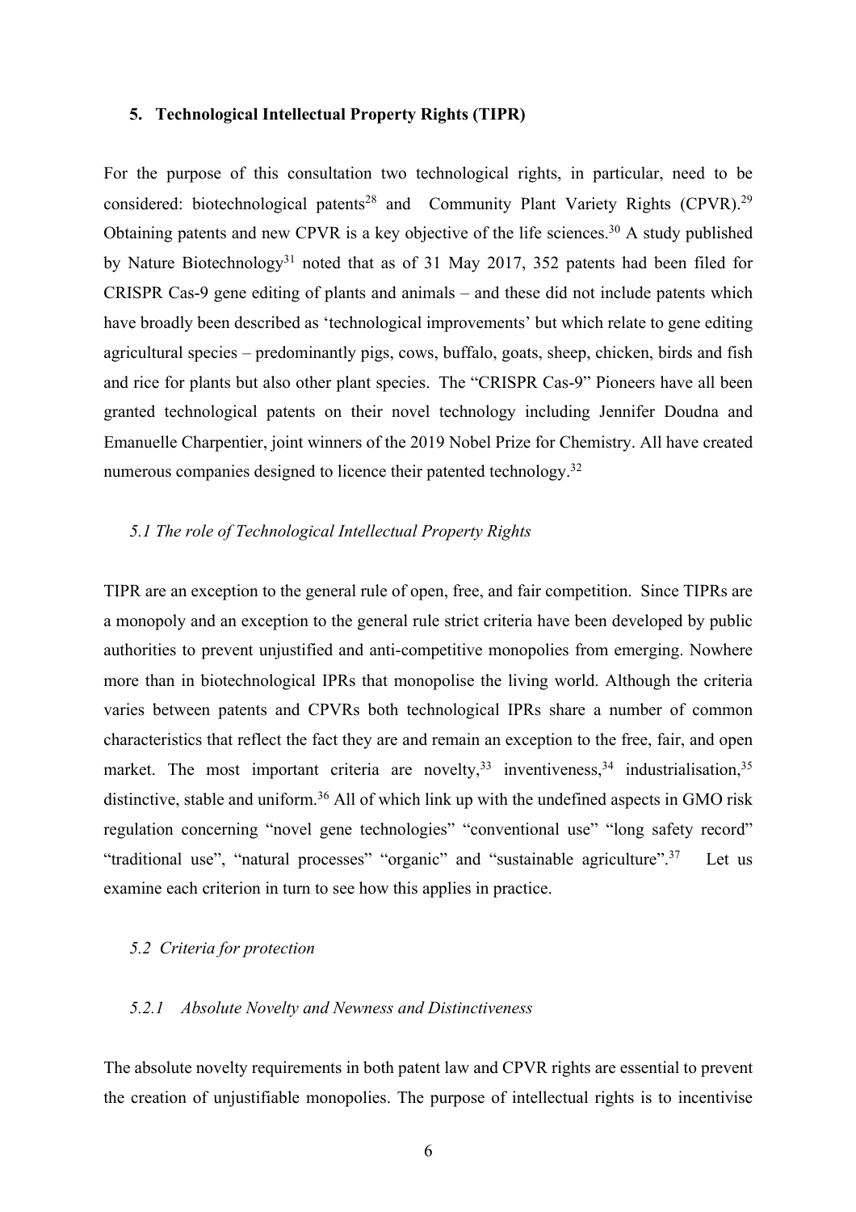## 5. Technological Intellectual Property Rights (TIPR)

For the purpose of this consultation two technological rights, in particular, need to be considered: biotechnological patents[28] and Community Plant Variety Rights (CPVR).[29] Obtaining patents and new CPVR is a key objective of the life sciences.[30] A study published by Nature Biotechnology[31] noted that as of 31 May 2017, 352 patents had been filed for CRISPR Cas-9 gene editing of plants and animals – and these did not include patents which have broadly been described as 'technological improvements' but which relate to gene editing agricultural species – predominantly pigs, cows, buffalo, goats, sheep, chicken, birds and fish and rice for plants but also other plant species. The "CRISPR Cas-9" Pioneers have all been granted technological patents on their novel technology including Jennifer Doudna and Emanuelle Charpentier, joint winners of the 2019 Nobel Prize for Chemistry. All have created numerous companies designed to licence their patented technology.[32]

### *5.1 The role of Technological Intellectual Property Rights*

TIPR are an exception to the general rule of open, free, and fair competition. Since TIPRs are a monopoly and an exception to the general rule strict criteria have been developed by public authorities to prevent unjustified and anti-competitive monopolies from emerging. Nowhere more than in biotechnological IPRs that monopolise the living world. Although the criteria varies between patents and CPVRs both technological IPRs share a number of common characteristics that reflect the fact they are and remain an exception to the free, fair, and open market. The most important criteria are novelty,[33] inventiveness,[34] industrialisation,[35] distinctive, stable and uniform.[36] All of which link up with the undefined aspects in GMO risk regulation concerning "novel gene technologies" "conventional use" "long safety record" "traditional use", "natural processes" "organic" and "sustainable agriculture".[37] Let us examine each criterion in turn to see how this applies in practice.

### *5.2 Criteria for protection*

#### *5.2.1 Absolute Novelty and Newness and Distinctiveness*

The absolute novelty requirements in both patent law and CPVR rights are essential to prevent the creation of unjustifiable monopolies. The purpose of intellectual rights is to incentivise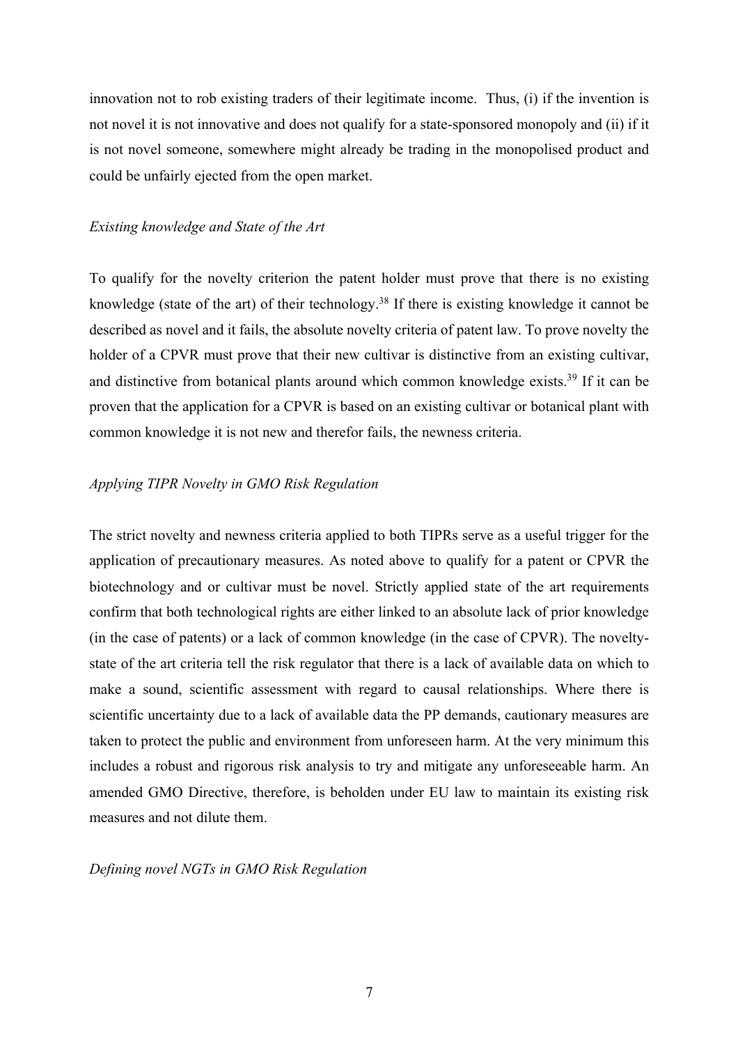innovation not to rob existing traders of their legitimate income. Thus, (i) if the invention is not novel it is not innovative and does not qualify for a state-sponsored monopoly and (ii) if it is not novel someone, somewhere might already be trading in the monopolised product and could be unfairly ejected from the open market.

*Existing knowledge and State of the Art*

To qualify for the novelty criterion the patent holder must prove that there is no existing knowledge (state of the art) of their technology.[38] If there is existing knowledge it cannot be described as novel and it fails, the absolute novelty criteria of patent law. To prove novelty the holder of a CPVR must prove that their new cultivar is distinctive from an existing cultivar, and distinctive from botanical plants around which common knowledge exists.[39] If it can be proven that the application for a CPVR is based on an existing cultivar or botanical plant with common knowledge it is not new and therefor fails, the newness criteria.

*Applying TIPR Novelty in GMO Risk Regulation*

The strict novelty and newness criteria applied to both TIPRs serve as a useful trigger for the application of precautionary measures. As noted above to qualify for a patent or CPVR the biotechnology and or cultivar must be novel. Strictly applied state of the art requirements confirm that both technological rights are either linked to an absolute lack of prior knowledge (in the case of patents) or a lack of common knowledge (in the case of CPVR). The novelty-state of the art criteria tell the risk regulator that there is a lack of available data on which to make a sound, scientific assessment with regard to causal relationships. Where there is scientific uncertainty due to a lack of available data the PP demands, cautionary measures are taken to protect the public and environment from unforeseen harm. At the very minimum this includes a robust and rigorous risk analysis to try and mitigate any unforeseeable harm. An amended GMO Directive, therefore, is beholden under EU law to maintain its existing risk measures and not dilute them.

*Defining novel NGTs in GMO Risk Regulation*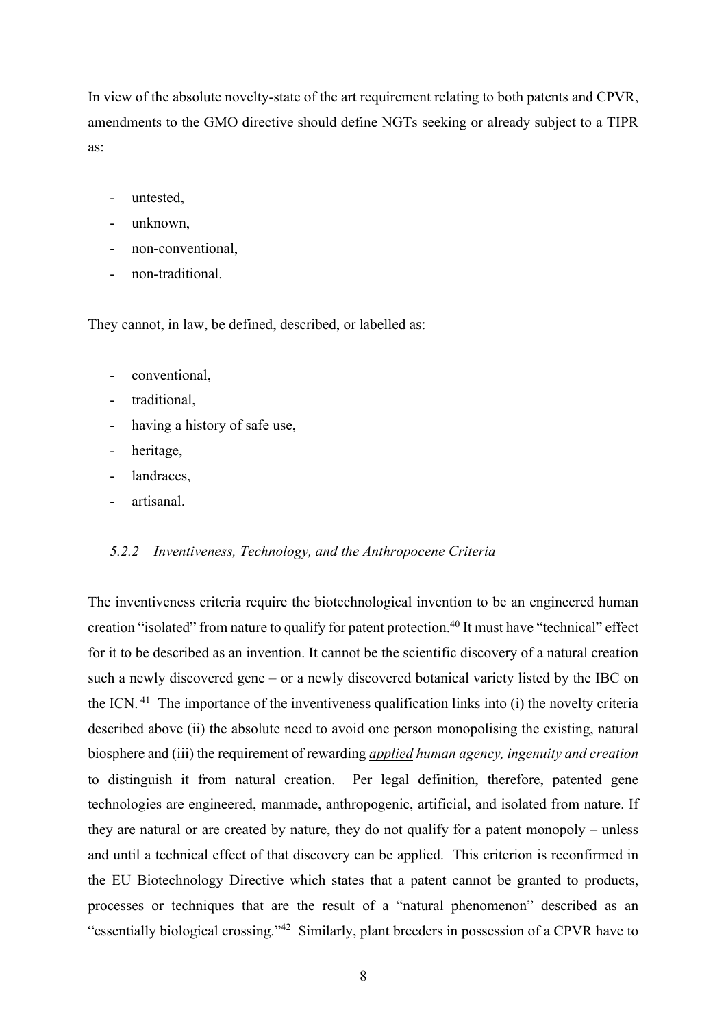In view of the absolute novelty-state of the art requirement relating to both patents and CPVR, amendments to the GMO directive should define NGTs seeking or already subject to a TIPR as:

- untested,
- unknown,
- non-conventional,
- non-traditional.

They cannot, in law, be defined, described, or labelled as:

- conventional,
- traditional,
- having a history of safe use,
- heritage,
- landraces,
- artisanal.

### *5.2.2 Inventiveness, Technology, and the Anthropocene Criteria*

The inventiveness criteria require the biotechnological invention to be an engineered human creation "isolated" from nature to qualify for patent protection.[40] It must have "technical" effect for it to be described as an invention. It cannot be the scientific discovery of a natural creation such a newly discovered gene – or a newly discovered botanical variety listed by the IBC on the ICN.[41] The importance of the inventiveness qualification links into (i) the novelty criteria described above (ii) the absolute need to avoid one person monopolising the existing, natural biosphere and (iii) the requirement of rewarding ***applied*** *human agency, ingenuity and creation* to distinguish it from natural creation. Per legal definition, therefore, patented gene technologies are engineered, manmade, anthropogenic, artificial, and isolated from nature. If they are natural or are created by nature, they do not qualify for a patent monopoly – unless and until a technical effect of that discovery can be applied. This criterion is reconfirmed in the EU Biotechnology Directive which states that a patent cannot be granted to products, processes or techniques that are the result of a "natural phenomenon" described as an "essentially biological crossing."[42] Similarly, plant breeders in possession of a CPVR have to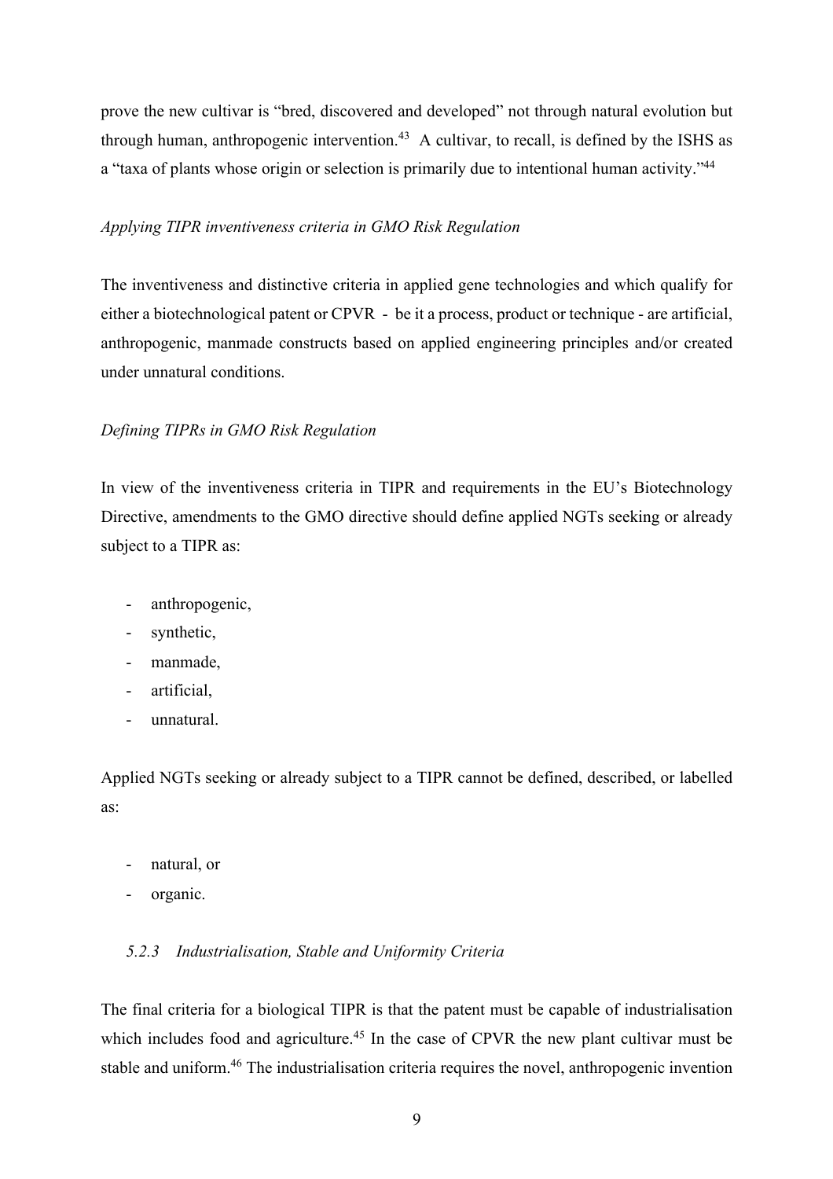prove the new cultivar is "bred, discovered and developed" not through natural evolution but through human, anthropogenic intervention.[43] A cultivar, to recall, is defined by the ISHS as a "taxa of plants whose origin or selection is primarily due to intentional human activity."[44]

*Applying TIPR inventiveness criteria in GMO Risk Regulation*

The inventiveness and distinctive criteria in applied gene technologies and which qualify for either a biotechnological patent or CPVR - be it a process, product or technique - are artificial, anthropogenic, manmade constructs based on applied engineering principles and/or created under unnatural conditions.

*Defining TIPRs in GMO Risk Regulation*

In view of the inventiveness criteria in TIPR and requirements in the EU's Biotechnology Directive, amendments to the GMO directive should define applied NGTs seeking or already subject to a TIPR as:

- anthropogenic,
- synthetic,
- manmade,
- artificial,
- unnatural.

Applied NGTs seeking or already subject to a TIPR cannot be defined, described, or labelled as:

- natural, or
- organic.

### *5.2.3 Industrialisation, Stable and Uniformity Criteria*

The final criteria for a biological TIPR is that the patent must be capable of industrialisation which includes food and agriculture.[45] In the case of CPVR the new plant cultivar must be stable and uniform.[46] The industrialisation criteria requires the novel, anthropogenic invention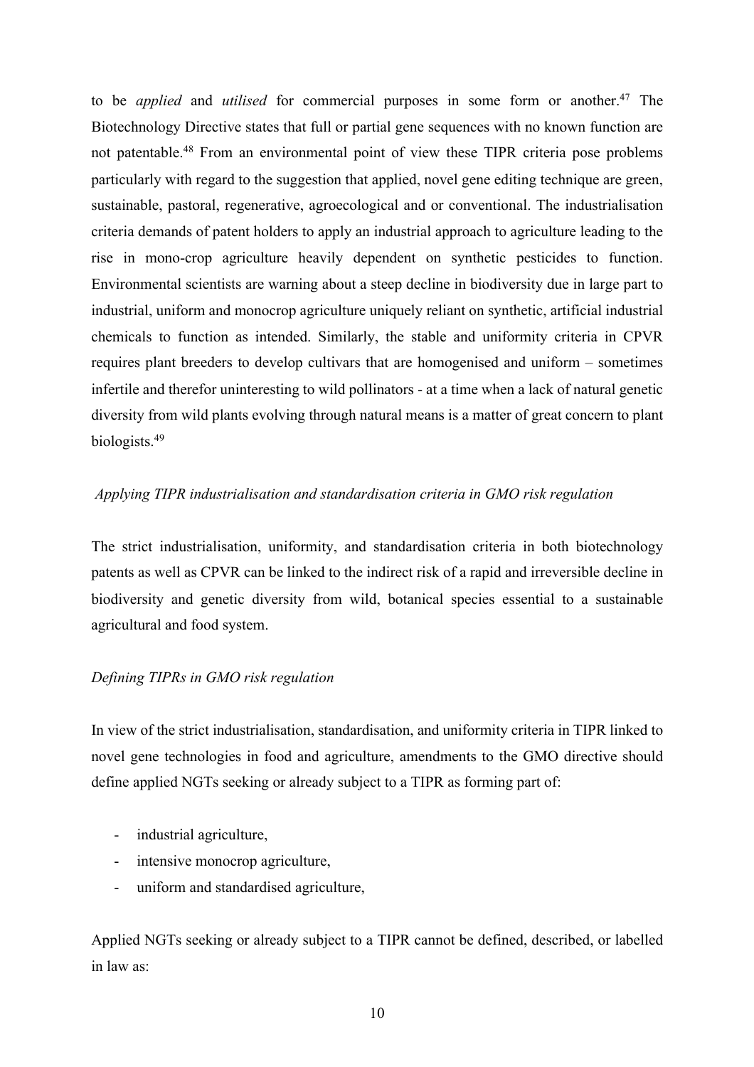to be *applied* and *utilised* for commercial purposes in some form or another.[47] The Biotechnology Directive states that full or partial gene sequences with no known function are not patentable.[48] From an environmental point of view these TIPR criteria pose problems particularly with regard to the suggestion that applied, novel gene editing technique are green, sustainable, pastoral, regenerative, agroecological and or conventional. The industrialisation criteria demands of patent holders to apply an industrial approach to agriculture leading to the rise in mono-crop agriculture heavily dependent on synthetic pesticides to function. Environmental scientists are warning about a steep decline in biodiversity due in large part to industrial, uniform and monocrop agriculture uniquely reliant on synthetic, artificial industrial chemicals to function as intended. Similarly, the stable and uniformity criteria in CPVR requires plant breeders to develop cultivars that are homogenised and uniform – sometimes infertile and therefor uninteresting to wild pollinators - at a time when a lack of natural genetic diversity from wild plants evolving through natural means is a matter of great concern to plant biologists.[49]

*Applying TIPR industrialisation and standardisation criteria in GMO risk regulation*

The strict industrialisation, uniformity, and standardisation criteria in both biotechnology patents as well as CPVR can be linked to the indirect risk of a rapid and irreversible decline in biodiversity and genetic diversity from wild, botanical species essential to a sustainable agricultural and food system.

*Defining TIPRs in GMO risk regulation*

In view of the strict industrialisation, standardisation, and uniformity criteria in TIPR linked to novel gene technologies in food and agriculture, amendments to the GMO directive should define applied NGTs seeking or already subject to a TIPR as forming part of:

- industrial agriculture,
- intensive monocrop agriculture,
- uniform and standardised agriculture,

Applied NGTs seeking or already subject to a TIPR cannot be defined, described, or labelled in law as: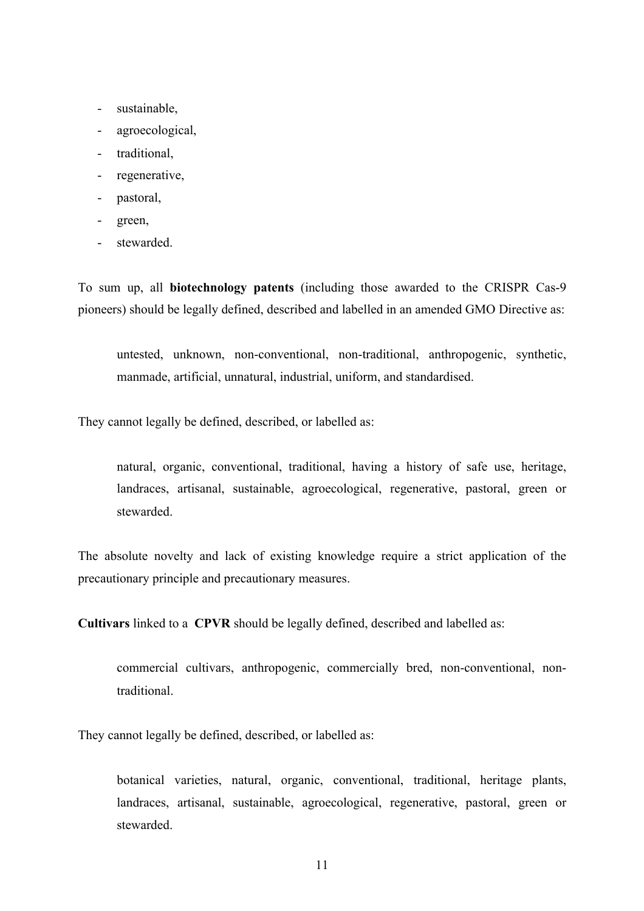- sustainable,
- agroecological,
- traditional,
- regenerative,
- pastoral,
- green,
- stewarded.

To sum up, all **biotechnology patents** (including those awarded to the CRISPR Cas-9 pioneers) should be legally defined, described and labelled in an amended GMO Directive as:

> untested, unknown, non-conventional, non-traditional, anthropogenic, synthetic, manmade, artificial, unnatural, industrial, uniform, and standardised.

They cannot legally be defined, described, or labelled as:

> natural, organic, conventional, traditional, having a history of safe use, heritage, landraces, artisanal, sustainable, agroecological, regenerative, pastoral, green or stewarded.

The absolute novelty and lack of existing knowledge require a strict application of the precautionary principle and precautionary measures.

**Cultivars** linked to a **CPVR** should be legally defined, described and labelled as:

> commercial cultivars, anthropogenic, commercially bred, non-conventional, non-traditional.

They cannot legally be defined, described, or labelled as:

> botanical varieties, natural, organic, conventional, traditional, heritage plants, landraces, artisanal, sustainable, agroecological, regenerative, pastoral, green or stewarded.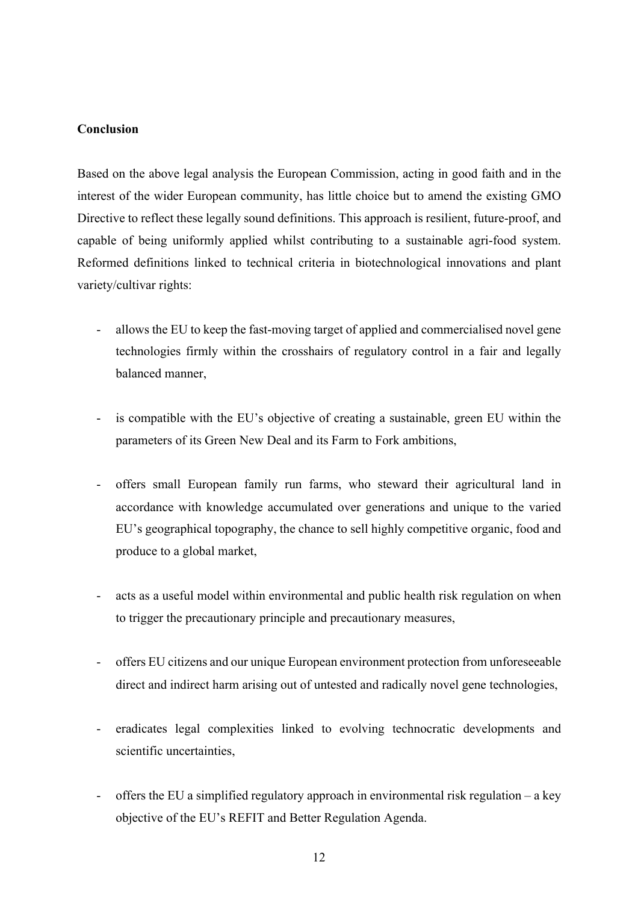**Conclusion**

Based on the above legal analysis the European Commission, acting in good faith and in the interest of the wider European community, has little choice but to amend the existing GMO Directive to reflect these legally sound definitions. This approach is resilient, future-proof, and capable of being uniformly applied whilst contributing to a sustainable agri-food system. Reformed definitions linked to technical criteria in biotechnological innovations and plant variety/cultivar rights:

- allows the EU to keep the fast-moving target of applied and commercialised novel gene technologies firmly within the crosshairs of regulatory control in a fair and legally balanced manner,

- is compatible with the EU's objective of creating a sustainable, green EU within the parameters of its Green New Deal and its Farm to Fork ambitions,

- offers small European family run farms, who steward their agricultural land in accordance with knowledge accumulated over generations and unique to the varied EU's geographical topography, the chance to sell highly competitive organic, food and produce to a global market,

- acts as a useful model within environmental and public health risk regulation on when to trigger the precautionary principle and precautionary measures,

- offers EU citizens and our unique European environment protection from unforeseeable direct and indirect harm arising out of untested and radically novel gene technologies,

- eradicates legal complexities linked to evolving technocratic developments and scientific uncertainties,

- offers the EU a simplified regulatory approach in environmental risk regulation – a key objective of the EU's REFIT and Better Regulation Agenda.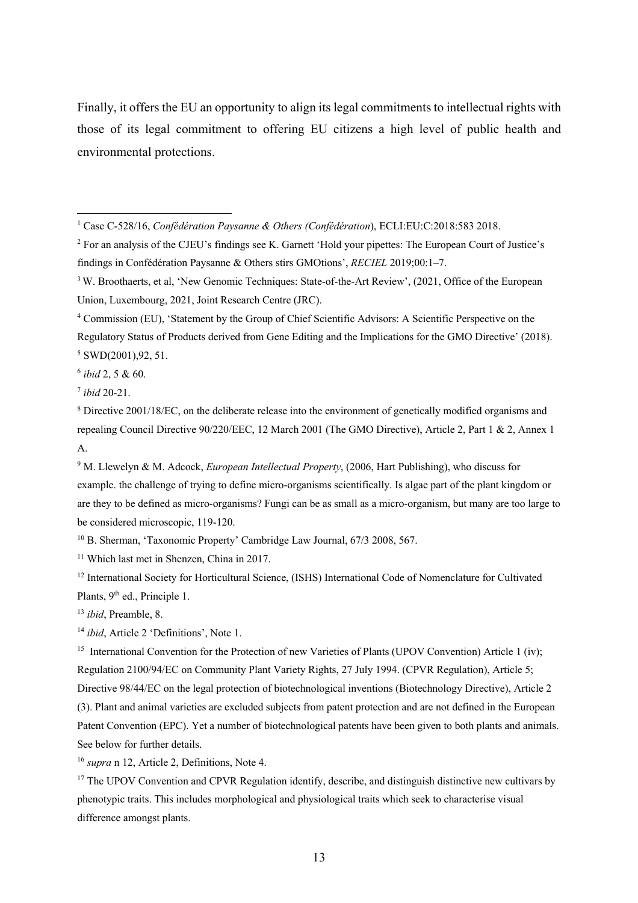Finally, it offers the EU an opportunity to align its legal commitments to intellectual rights with those of its legal commitment to offering EU citizens a high level of public health and environmental protections.

---

[1] Case C-528/16, *Confédération Paysanne & Others (Confédération*), ECLI:EU:C:2018:583 2018.

[2] For an analysis of the CJEU's findings see K. Garnett 'Hold your pipettes: The European Court of Justice's findings in Confédération Paysanne & Others stirs GMOtions', *RECIEL* 2019;00:1–7.

[3] W. Broothaerts, et al, 'New Genomic Techniques: State-of-the-Art Review', (2021, Office of the European Union, Luxembourg, 2021, Joint Research Centre (JRC).

[4] Commission (EU), 'Statement by the Group of Chief Scientific Advisors: A Scientific Perspective on the Regulatory Status of Products derived from Gene Editing and the Implications for the GMO Directive' (2018).

[5] SWD(2001),92, 51.

[6] *ibid* 2, 5 & 60.

[7] *ibid* 20-21.

[8] Directive 2001/18/EC, on the deliberate release into the environment of genetically modified organisms and repealing Council Directive 90/220/EEC, 12 March 2001 (The GMO Directive), Article 2, Part 1 & 2, Annex 1 A.

[9] M. Llewelyn & M. Adcock, *European Intellectual Property*, (2006, Hart Publishing), who discuss for example. the challenge of trying to define micro-organisms scientifically. Is algae part of the plant kingdom or are they to be defined as micro-organisms? Fungi can be as small as a micro-organism, but many are too large to be considered microscopic, 119-120.

[10] B. Sherman, 'Taxonomic Property' Cambridge Law Journal, 67/3 2008, 567.

[11] Which last met in Shenzen, China in 2017.

[12] International Society for Horticultural Science, (ISHS) International Code of Nomenclature for Cultivated Plants, 9th ed., Principle 1.

[13] *ibid*, Preamble, 8.

[14] *ibid*, Article 2 'Definitions', Note 1.

[15] International Convention for the Protection of new Varieties of Plants (UPOV Convention) Article 1 (iv); Regulation 2100/94/EC on Community Plant Variety Rights, 27 July 1994. (CPVR Regulation), Article 5; Directive 98/44/EC on the legal protection of biotechnological inventions (Biotechnology Directive), Article 2 (3). Plant and animal varieties are excluded subjects from patent protection and are not defined in the European Patent Convention (EPC). Yet a number of biotechnological patents have been given to both plants and animals. See below for further details.

[16] *supra* n 12, Article 2, Definitions, Note 4.

[17] The UPOV Convention and CPVR Regulation identify, describe, and distinguish distinctive new cultivars by phenotypic traits. This includes morphological and physiological traits which seek to characterise visual difference amongst plants.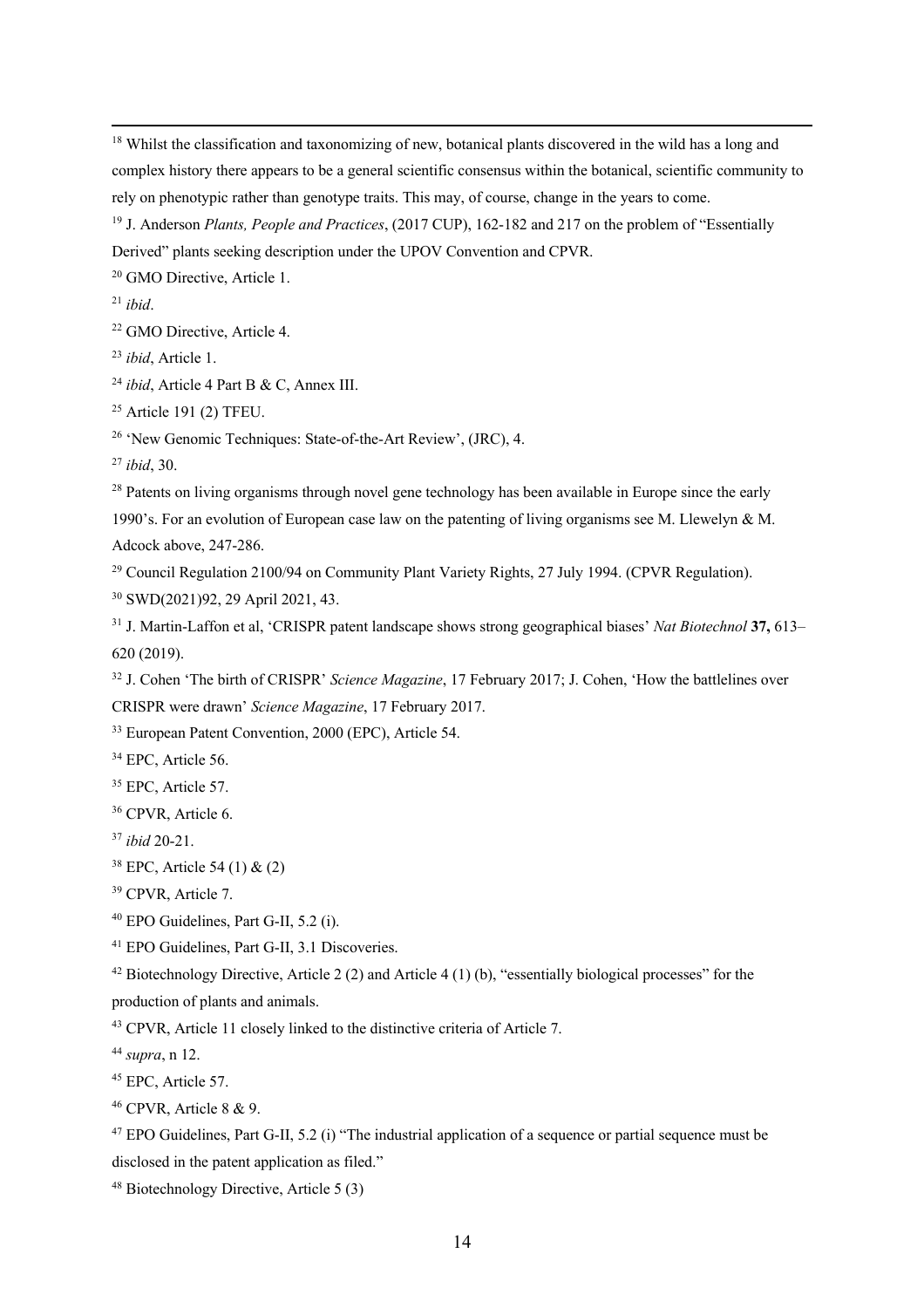[18] Whilst the classification and taxonomizing of new, botanical plants discovered in the wild has a long and complex history there appears to be a general scientific consensus within the botanical, scientific community to rely on phenotypic rather than genotype traits. This may, of course, change in the years to come.

[19] J. Anderson *Plants, People and Practices*, (2017 CUP), 162-182 and 217 on the problem of "Essentially Derived" plants seeking description under the UPOV Convention and CPVR.

[20] GMO Directive, Article 1.

[21] *ibid*.

[22] GMO Directive, Article 4.

[23] *ibid*, Article 1.

[24] *ibid*, Article 4 Part B & C, Annex III.

[25] Article 191 (2) TFEU.

[26] 'New Genomic Techniques: State-of-the-Art Review', (JRC), 4.

[27] *ibid*, 30.

[28] Patents on living organisms through novel gene technology has been available in Europe since the early 1990's. For an evolution of European case law on the patenting of living organisms see M. Llewelyn & M. Adcock above, 247-286.

[29] Council Regulation 2100/94 on Community Plant Variety Rights, 27 July 1994. (CPVR Regulation).

[30] SWD(2021)92, 29 April 2021, 43.

[31] J. Martin-Laffon et al, 'CRISPR patent landscape shows strong geographical biases' *Nat Biotechnol* **37,** 613–620 (2019).

[32] J. Cohen 'The birth of CRISPR' *Science Magazine*, 17 February 2017; J. Cohen, 'How the battlelines over CRISPR were drawn' *Science Magazine*, 17 February 2017.

[33] European Patent Convention, 2000 (EPC), Article 54.

[34] EPC, Article 56.

[35] EPC, Article 57.

[36] CPVR, Article 6.

[37] *ibid* 20-21.

[38] EPC, Article 54 (1) & (2)

[39] CPVR, Article 7.

[40] EPO Guidelines, Part G-II, 5.2 (i).

[41] EPO Guidelines, Part G-II, 3.1 Discoveries.

[42] Biotechnology Directive, Article 2 (2) and Article 4 (1) (b), "essentially biological processes" for the production of plants and animals.

[43] CPVR, Article 11 closely linked to the distinctive criteria of Article 7.

[44] *supra*, n 12.

[45] EPC, Article 57.

[46] CPVR, Article 8 & 9.

[47] EPO Guidelines, Part G-II, 5.2 (i) "The industrial application of a sequence or partial sequence must be disclosed in the patent application as filed."

[48] Biotechnology Directive, Article 5 (3)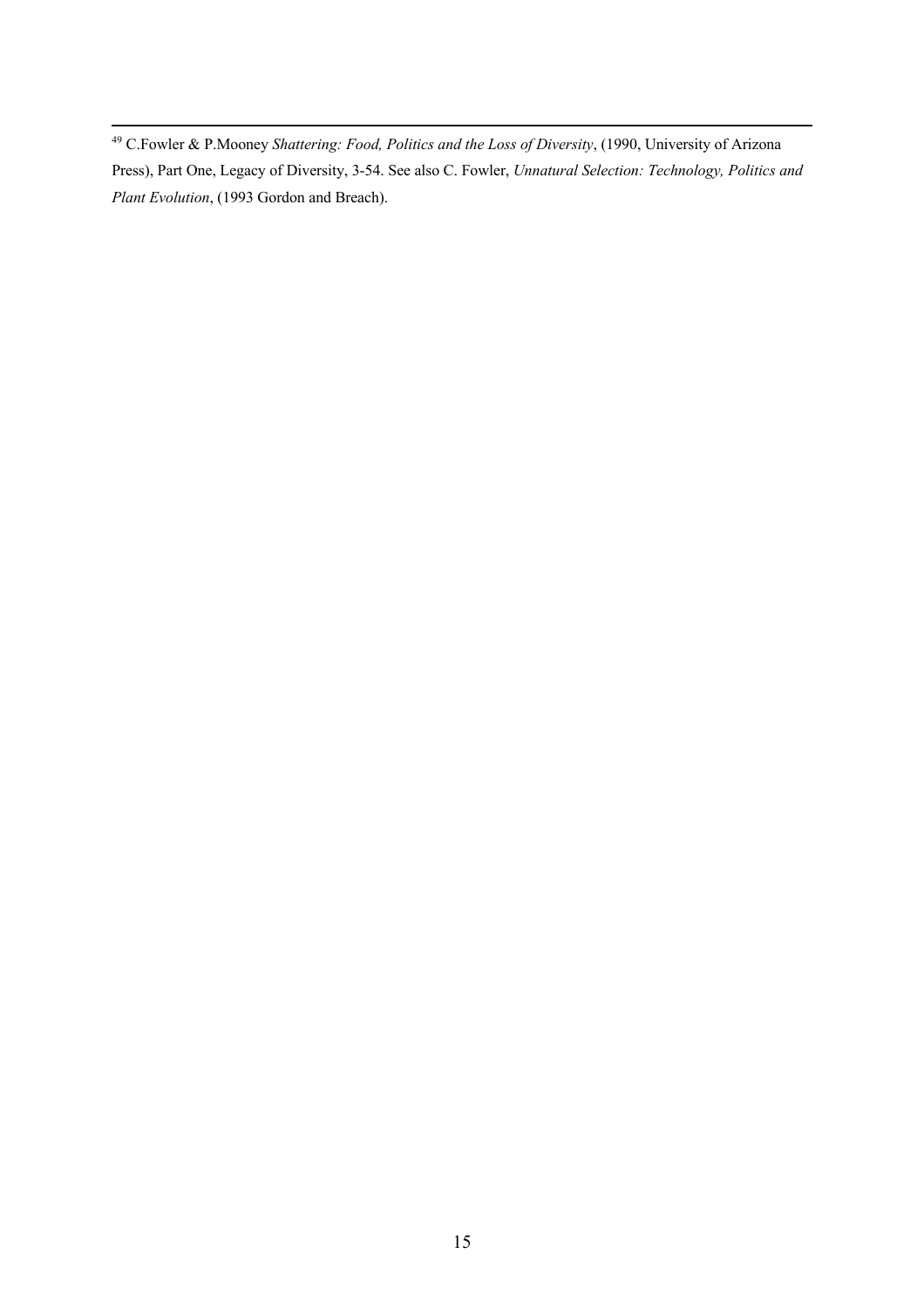[49] C.Fowler & P.Mooney *Shattering: Food, Politics and the Loss of Diversity*, (1990, University of Arizona Press), Part One, Legacy of Diversity, 3-54. See also C. Fowler, *Unnatural Selection: Technology, Politics and Plant Evolution*, (1993 Gordon and Breach).